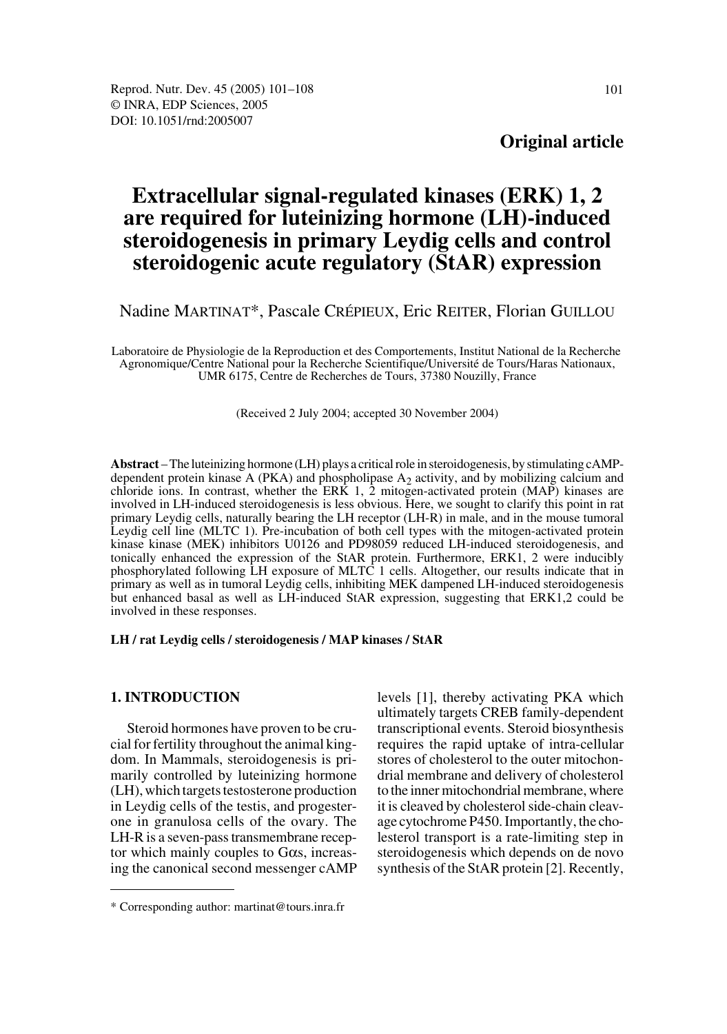**Original article**

# Extracellular signal-regulated kinases (ERK) 1, 2 are required for luteinizing hormone (LH)-induced steroidogenesis in primary Leydig cells and control steroidogenic acute regulatory (StAR) expression

Nadine MARTINAT*, Pascale CRÉPIEUX, Eric REITER, Florian GUILLOU

Laboratoire de Physiologie de la Reproduction et des Comportements, Institut National de la Recherche Agronomique/Centre National pour la Recherche Scientifique/Université de Tours/Haras Nationaux, UMR 6175, Centre de Recherches de Tours, 37380 Nouzilly, France

(Received 2 July 2004; accepted 30 November 2004)

**Abstract** – The luteinizing hormone (LH) plays a critical role in steroidogenesis, by stimulating cAMP-dependent protein kinase A (PKA) and phospholipase $A_2$ activity, and by mobilizing calcium and chloride ions. In contrast, whether the ERK 1, 2 mitogen-activated protein (MAP) kinases are involved in LH-induced steroidogenesis is less obvious. Here, we sought to clarify this point in rat primary Leydig cells, naturally bearing the LH receptor (LH-R) in male, and in the mouse tumoral Leydig cell line (MLTC 1). Pre-incubation of both cell types with the mitogen-activated protein kinase kinase (MEK) inhibitors U0126 and PD98059 reduced LH-induced steroidogenesis, and tonically enhanced the expression of the StAR protein. Furthermore, ERK1, 2 were inducibly phosphorylated following LH exposure of MLTC 1 cells. Altogether, our results indicate that in primary as well as in tumoral Leydig cells, inhibiting MEK dampened LH-induced steroidogenesis but enhanced basal as well as LH-induced StAR expression, suggesting that ERK1,2 could be involved in these responses.

**LH / rat Leydig cells / steroidogenesis / MAP kinases / StAR**

## 1. INTRODUCTION

Steroid hormones have proven to be crucial for fertility throughout the animal kingdom. In Mammals, steroidogenesis is primarily controlled by luteinizing hormone (LH), which targets testosterone production in Leydig cells of the testis, and progesterone in granulosa cells of the ovary. The LH-R is a seven-pass transmembrane receptor which mainly couples to Gαs, increasing the canonical second messenger cAMP levels [1], thereby activating PKA which ultimately targets CREB family-dependent transcriptional events. Steroid biosynthesis requires the rapid uptake of intra-cellular stores of cholesterol to the outer mitochondrial membrane and delivery of cholesterol to the inner mitochondrial membrane, where it is cleaved by cholesterol side-chain cleavage cytochrome P450. Importantly, the cholesterol transport is a rate-limiting step in steroidogenesis which depends on de novo synthesis of the StAR protein [2]. Recently,

* Corresponding author: martinat@tours.inra.fr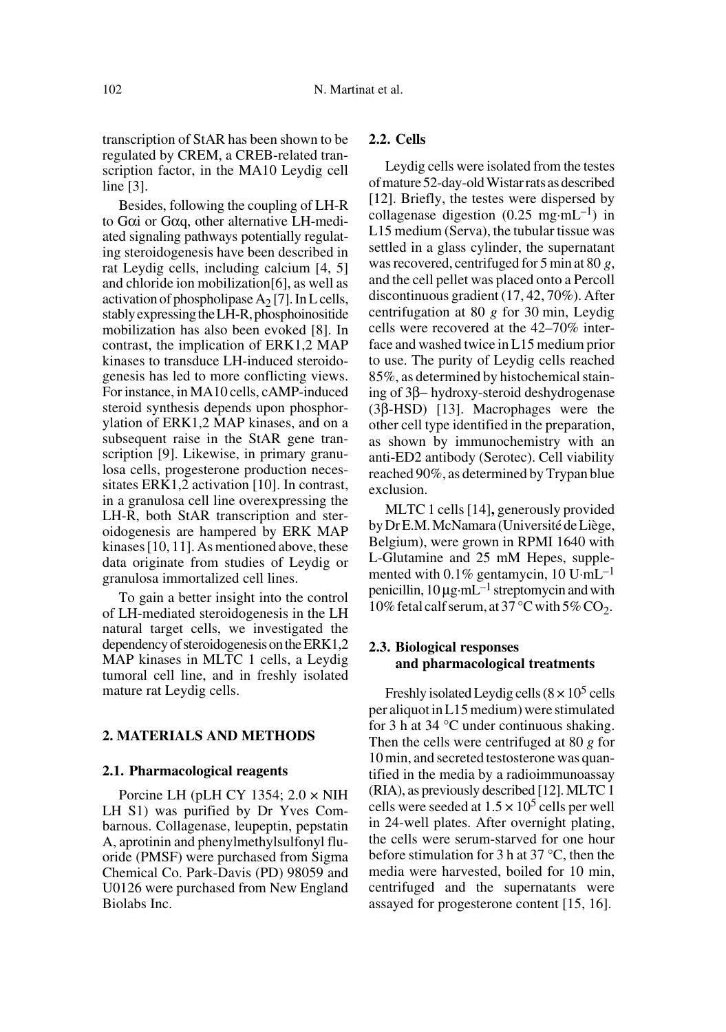transcription of StAR has been shown to be regulated by CREM, a CREB-related transcription factor, in the MA10 Leydig cell line [3].

Besides, following the coupling of LH-R to Gαi or Gαq, other alternative LH-mediated signaling pathways potentially regulating steroidogenesis have been described in rat Leydig cells, including calcium [4, 5] and chloride ion mobilization[6], as well as activation of phospholipase $A_2$ [7]. In L cells, stably expressing the LH-R, phosphoinositide mobilization has also been evoked [8]. In contrast, the implication of ERK1,2 MAP kinases to transduce LH-induced steroidogenesis has led to more conflicting views. For instance, in MA10 cells, cAMP-induced steroid synthesis depends upon phosphorylation of ERK1,2 MAP kinases, and on a subsequent raise in the StAR gene transcription [9]. Likewise, in primary granulosa cells, progesterone production necessitates ERK1,2 activation [10]. In contrast, in a granulosa cell line overexpressing the LH-R, both StAR transcription and steroidogenesis are hampered by ERK MAP kinases [10, 11]. As mentioned above, these data originate from studies of Leydig or granulosa immortalized cell lines.

To gain a better insight into the control of LH-mediated steroidogenesis in the LH natural target cells, we investigated the dependency of steroidogenesis on the ERK1,2 MAP kinases in MLTC 1 cells, a Leydig tumoral cell line, and in freshly isolated mature rat Leydig cells.

## 2. MATERIALS AND METHODS

### 2.1. Pharmacological reagents

Porcine LH (pLH CY 1354; 2.0 × NIH LH S1) was purified by Dr Yves Combarnous. Collagenase, leupeptin, pepstatin A, aprotinin and phenylmethylsulfonyl fluoride (PMSF) were purchased from Sigma Chemical Co. Park-Davis (PD) 98059 and U0126 were purchased from New England Biolabs Inc.

### 2.2. Cells

Leydig cells were isolated from the testes of mature 52-day-old Wistar rats as described [12]. Briefly, the testes were dispersed by collagenase digestion (0.25 $mg \cdot mL^{-1}$) in L15 medium (Serva), the tubular tissue was settled in a glass cylinder, the supernatant was recovered, centrifuged for 5 min at 80 *g*, and the cell pellet was placed onto a Percoll discontinuous gradient (17, 42, 70%). After centrifugation at 80 *g* for 30 min, Leydig cells were recovered at the 42–70% interface and washed twice in L15 medium prior to use. The purity of Leydig cells reached 85%, as determined by histochemical staining of 3β– hydroxy-steroid deshydrogenase (3β-HSD) [13]. Macrophages were the other cell type identified in the preparation, as shown by immunochemistry with an anti-ED2 antibody (Serotec). Cell viability reached 90%, as determined by Trypan blue exclusion.

MLTC 1 cells [14], generously provided by Dr E.M. McNamara (Université de Liège, Belgium), were grown in RPMI 1640 with L-Glutamine and 25 mM Hepes, supplemented with 0.1% gentamycin, 10 $U \cdot mL^{-1}$ penicillin, 10 $\mu g \cdot mL^{-1}$ streptomycin and with 10% fetal calf serum, at 37 °C with 5% $CO_2$.

### 2.3. Biological responses and pharmacological treatments

Freshly isolated Leydig cells ($8 \times 10^5$ cells per aliquot in L15 medium) were stimulated for 3 h at 34 °C under continuous shaking. Then the cells were centrifuged at 80 *g* for 10 min, and secreted testosterone was quantified in the media by a radioimmunoassay (RIA), as previously described [12]. MLTC 1 cells were seeded at $1.5 \times 10^5$ cells per well in 24-well plates. After overnight plating, the cells were serum-starved for one hour before stimulation for 3 h at 37 °C, then the media were harvested, boiled for 10 min, centrifuged and the supernatants were assayed for progesterone content [15, 16].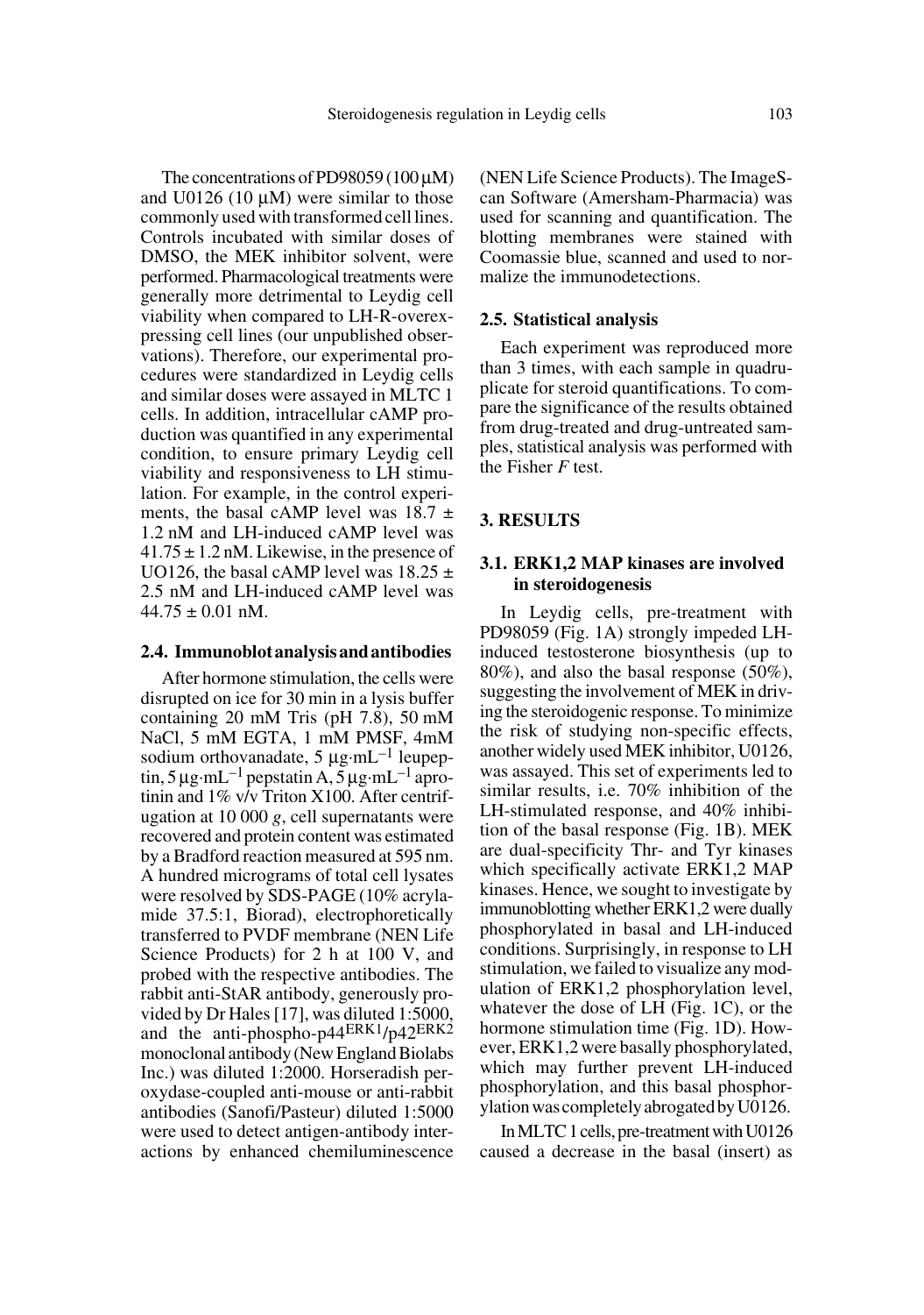The concentrations of PD98059 (100 μM) and U0126 (10 μM) were similar to those commonly used with transformed cell lines. Controls incubated with similar doses of DMSO, the MEK inhibitor solvent, were performed. Pharmacological treatments were generally more detrimental to Leydig cell viability when compared to LH-R-overexpressing cell lines (our unpublished observations). Therefore, our experimental procedures were standardized in Leydig cells and similar doses were assayed in MLTC 1 cells. In addition, intracellular cAMP production was quantified in any experimental condition, to ensure primary Leydig cell viability and responsiveness to LH stimulation. For example, in the control experiments, the basal cAMP level was 18.7 ± 1.2 nM and LH-induced cAMP level was 41.75 ± 1.2 nM. Likewise, in the presence of UO126, the basal cAMP level was 18.25 ± 2.5 nM and LH-induced cAMP level was 44.75 ± 0.01 nM.

### 2.4. Immunoblot analysis and antibodies

After hormone stimulation, the cells were disrupted on ice for 30 min in a lysis buffer containing 20 mM Tris (pH 7.8), 50 mM NaCl, 5 mM EGTA, 1 mM PMSF, 4mM sodium orthovanadate, 5 $\mu g \cdot mL^{-1}$ leupeptin, 5 $\mu g \cdot mL^{-1}$ pepstatin A, 5 $\mu g \cdot mL^{-1}$ aprotinin and 1% v/v Triton X100. After centrifugation at 10 000 *g*, cell supernatants were recovered and protein content was estimated by a Bradford reaction measured at 595 nm. A hundred micrograms of total cell lysates were resolved by SDS-PAGE (10% acrylamide 37.5:1, Biorad), electrophoretically transferred to PVDF membrane (NEN Life Science Products) for 2 h at 100 V, and probed with the respective antibodies. The rabbit anti-StAR antibody, generously provided by Dr Hales [17], was diluted 1:5000, and the anti-phospho-$p44^{ERK1}/p42^{ERK2}$ monoclonal antibody (New England Biolabs Inc.) was diluted 1:2000. Horseradish peroxydase-coupled anti-mouse or anti-rabbit antibodies (Sanofi/Pasteur) diluted 1:5000 were used to detect antigen-antibody interactions by enhanced chemiluminescence (NEN Life Science Products). The ImageScan Software (Amersham-Pharmacia) was used for scanning and quantification. The blotting membranes were stained with Coomassie blue, scanned and used to normalize the immunodetections.

### 2.5. Statistical analysis

Each experiment was reproduced more than 3 times, with each sample in quadruplicate for steroid quantifications. To compare the significance of the results obtained from drug-treated and drug-untreated samples, statistical analysis was performed with the Fisher *F* test.

## 3. RESULTS

### 3.1. ERK1,2 MAP kinases are involved in steroidogenesis

In Leydig cells, pre-treatment with PD98059 (Fig. 1A) strongly impeded LH-induced testosterone biosynthesis (up to 80%), and also the basal response (50%), suggesting the involvement of MEK in driving the steroidogenic response. To minimize the risk of studying non-specific effects, another widely used MEK inhibitor, U0126, was assayed. This set of experiments led to similar results, i.e. 70% inhibition of the LH-stimulated response, and 40% inhibition of the basal response (Fig. 1B). MEK are dual-specificity Thr- and Tyr kinases which specifically activate ERK1,2 MAP kinases. Hence, we sought to investigate by immunoblotting whether ERK1,2 were dually phosphorylated in basal and LH-induced conditions. Surprisingly, in response to LH stimulation, we failed to visualize any modulation of ERK1,2 phosphorylation level, whatever the dose of LH (Fig. 1C), or the hormone stimulation time (Fig. 1D). However, ERK1,2 were basally phosphorylated, which may further prevent LH-induced phosphorylation, and this basal phosphorylation was completely abrogated by U0126.

In MLTC 1 cells, pre-treatment with U0126 caused a decrease in the basal (insert) as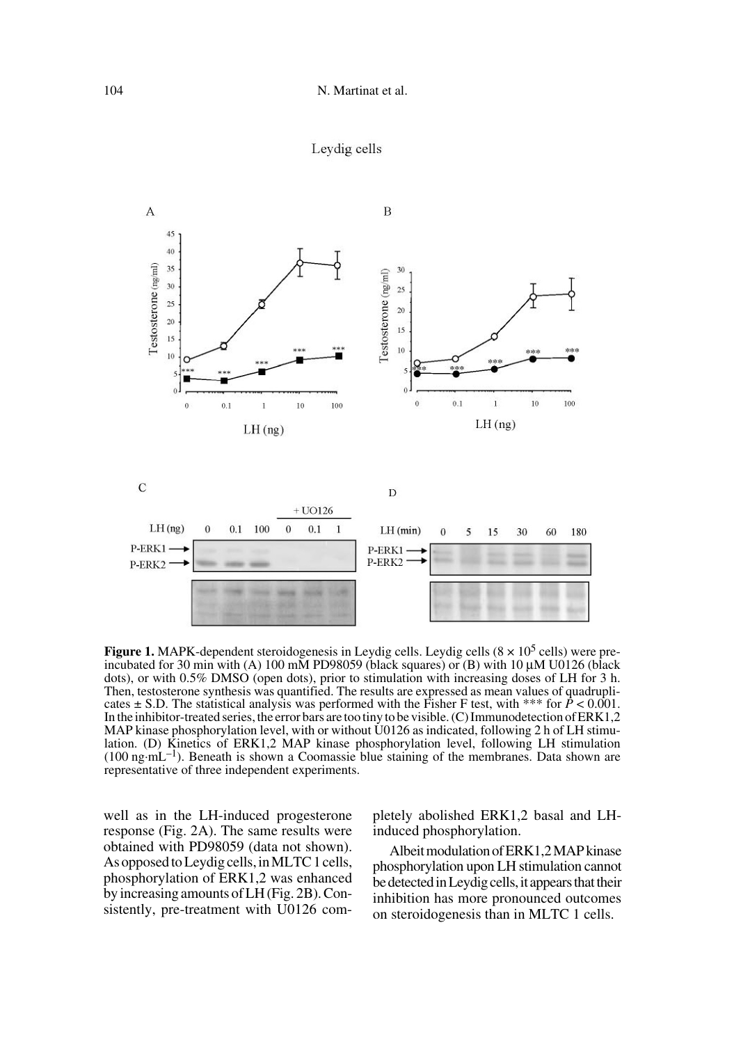**Figure 1.** MAPK-dependent steroidogenesis in Leydig cells. Leydig cells ($8 \times 10^5$ cells) were pre-incubated for 30 min with (A) 100 mM PD98059 (black squares) or (B) with 10 µM U0126 (black dots), or with 0.5% DMSO (open dots), prior to stimulation with increasing doses of LH for 3 h. Then, testosterone synthesis was quantified. The results are expressed as mean values of quadruplicates ± S.D. The statistical analysis was performed with the Fisher F test, with *** for $P < 0.001$. In the inhibitor-treated series, the error bars are too tiny to be visible. (C) Immunodetection of ERK1,2 MAP kinase phosphorylation level, with or without U0126 as indicated, following 2 h of LH stimulation. (D) Kinetics of ERK1,2 MAP kinase phosphorylation level, following LH stimulation ($100\ ng \cdot mL^{-1}$). Beneath is shown a Coomassie blue staining of the membranes. Data shown are representative of three independent experiments.

well as in the LH-induced progesterone response (Fig. 2A). The same results were obtained with PD98059 (data not shown). As opposed to Leydig cells, in MLTC 1 cells, phosphorylation of ERK1,2 was enhanced by increasing amounts of LH (Fig. 2B). Consistently, pre-treatment with U0126 completely abolished ERK1,2 basal and LH-induced phosphorylation.

Albeit modulation of ERK1,2 MAP kinase phosphorylation upon LH stimulation cannot be detected in Leydig cells, it appears that their inhibition has more pronounced outcomes on steroidogenesis than in MLTC 1 cells.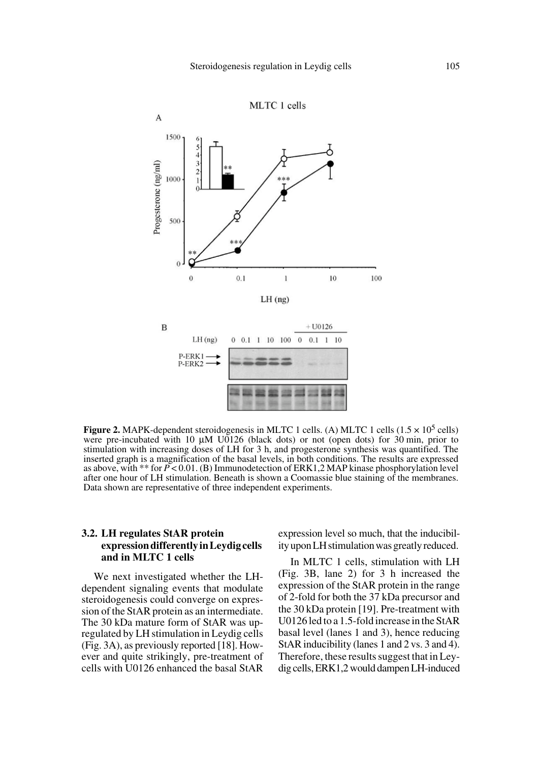**Figure 2.** MAPK-dependent steroidogenesis in MLTC 1 cells. (A) MLTC 1 cells ($1.5 \times 10^5$ cells) were pre-incubated with 10 µM U0126 (black dots) or not (open dots) for 30 min, prior to stimulation with increasing doses of LH for 3 h, and progesterone synthesis was quantified. The inserted graph is a magnification of the basal levels, in both conditions. The results are expressed as above, with ** for $P < 0.01$. (B) Immunodetection of ERK1,2 MAP kinase phosphorylation level after one hour of LH stimulation. Beneath is shown a Coomassie blue staining of the membranes. Data shown are representative of three independent experiments.

### 3.2. LH regulates StAR protein expression differently in Leydig cells and in MLTC 1 cells

We next investigated whether the LH-dependent signaling events that modulate steroidogenesis could converge on expression of the StAR protein as an intermediate. The 30 kDa mature form of StAR was upregulated by LH stimulation in Leydig cells (Fig. 3A), as previously reported [18]. However and quite strikingly, pre-treatment of cells with U0126 enhanced the basal StAR expression level so much, that the inducibility upon LH stimulation was greatly reduced.

In MLTC 1 cells, stimulation with LH (Fig. 3B, lane 2) for 3 h increased the expression of the StAR protein in the range of 2-fold for both the 37 kDa precursor and the 30 kDa protein [19]. Pre-treatment with U0126 led to a 1.5-fold increase in the StAR basal level (lanes 1 and 3), hence reducing StAR inducibility (lanes 1 and 2 vs. 3 and 4). Therefore, these results suggest that in Leydig cells, ERK1,2 would dampen LH-induced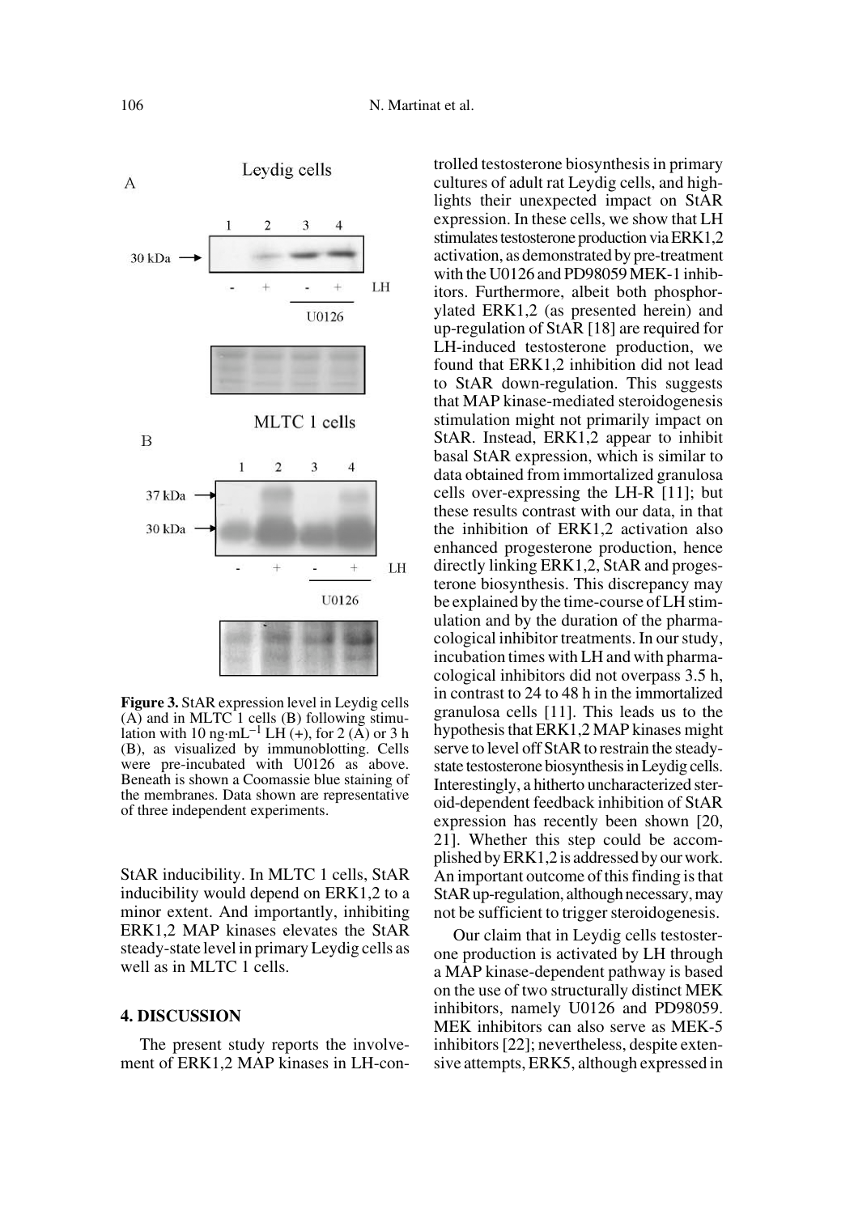Leydig cells

A

1 2 3 4

30 kDa →

- + - + LH

U0126

MLTC 1 cells

B

1 2 3 4

37 kDa →

30 kDa →

- + - + LH

U0126

**Figure 3.** StAR expression level in Leydig cells (A) and in MLTC 1 cells (B) following stimulation with 10 ng·mL$^{-1}$ LH (+), for 2 (A) or 3 h (B), as visualized by immunoblotting. Cells were pre-incubated with U0126 as above. Beneath is shown a Coomassie blue staining of the membranes. Data shown are representative of three independent experiments.

StAR inducibility. In MLTC 1 cells, StAR inducibility would depend on ERK1,2 to a minor extent. And importantly, inhibiting ERK1,2 MAP kinases elevates the StAR steady-state level in primary Leydig cells as well as in MLTC 1 cells.

## 4. DISCUSSION

The present study reports the involvement of ERK1,2 MAP kinases in LH-controlled testosterone biosynthesis in primary cultures of adult rat Leydig cells, and highlights their unexpected impact on StAR expression. In these cells, we show that LH stimulates testosterone production via ERK1,2 activation, as demonstrated by pre-treatment with the U0126 and PD98059 MEK-1 inhibitors. Furthermore, albeit both phosphorylated ERK1,2 (as presented herein) and up-regulation of StAR [18] are required for LH-induced testosterone production, we found that ERK1,2 inhibition did not lead to StAR down-regulation. This suggests that MAP kinase-mediated steroidogenesis stimulation might not primarily impact on StAR. Instead, ERK1,2 appear to inhibit basal StAR expression, which is similar to data obtained from immortalized granulosa cells over-expressing the LH-R [11]; but these results contrast with our data, in that the inhibition of ERK1,2 activation also enhanced progesterone production, hence directly linking ERK1,2, StAR and progesterone biosynthesis. This discrepancy may be explained by the time-course of LH stimulation and by the duration of the pharmacological inhibitor treatments. In our study, incubation times with LH and with pharmacological inhibitors did not overpass 3.5 h, in contrast to 24 to 48 h in the immortalized granulosa cells [11]. This leads us to the hypothesis that ERK1,2 MAP kinases might serve to level off StAR to restrain the steady-state testosterone biosynthesis in Leydig cells. Interestingly, a hitherto uncharacterized steroid-dependent feedback inhibition of StAR expression has recently been shown [20, 21]. Whether this step could be accomplished by ERK1,2 is addressed by our work. An important outcome of this finding is that StAR up-regulation, although necessary, may not be sufficient to trigger steroidogenesis.

Our claim that in Leydig cells testosterone production is activated by LH through a MAP kinase-dependent pathway is based on the use of two structurally distinct MEK inhibitors, namely U0126 and PD98059. MEK inhibitors can also serve as MEK-5 inhibitors [22]; nevertheless, despite extensive attempts, ERK5, although expressed in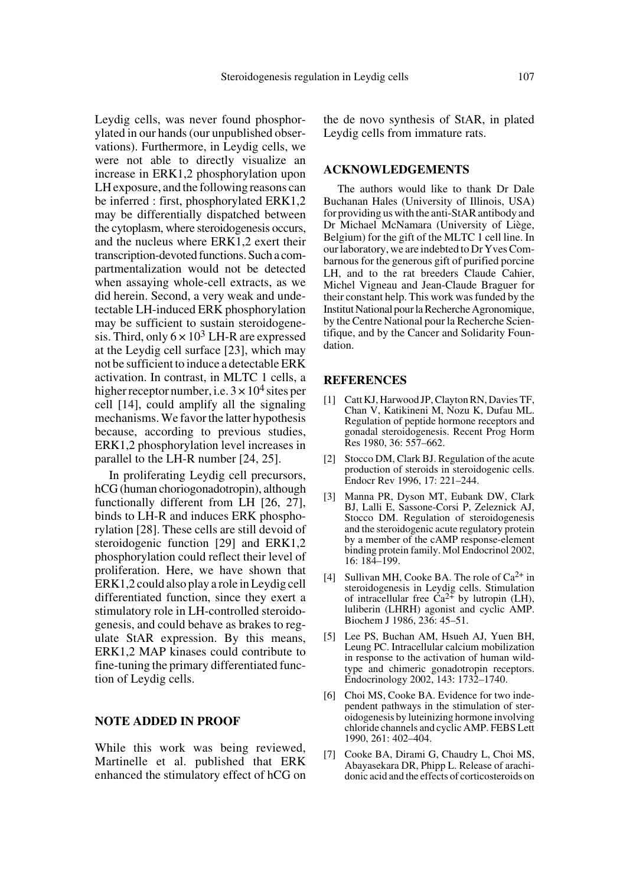Leydig cells, was never found phosphorylated in our hands (our unpublished observations). Furthermore, in Leydig cells, we were not able to directly visualize an increase in ERK1,2 phosphorylation upon LH exposure, and the following reasons can be inferred : first, phosphorylated ERK1,2 may be differentially dispatched between the cytoplasm, where steroidogenesis occurs, and the nucleus where ERK1,2 exert their transcription-devoted functions. Such a compartmentalization would not be detected when assaying whole-cell extracts, as we did herein. Second, a very weak and undetectable LH-induced ERK phosphorylation may be sufficient to sustain steroidogenesis. Third, only $6 \times 10^3$ LH-R are expressed at the Leydig cell surface [23], which may not be sufficient to induce a detectable ERK activation. In contrast, in MLTC 1 cells, a higher receptor number, i.e. $3 \times 10^4$ sites per cell [14], could amplify all the signaling mechanisms. We favor the latter hypothesis because, according to previous studies, ERK1,2 phosphorylation level increases in parallel to the LH-R number [24, 25].

In proliferating Leydig cell precursors, hCG (human choriogonadotropin), although functionally different from LH [26, 27], binds to LH-R and induces ERK phosphorylation [28]. These cells are still devoid of steroidogenic function [29] and ERK1,2 phosphorylation could reflect their level of proliferation. Here, we have shown that ERK1,2 could also play a role in Leydig cell differentiated function, since they exert a stimulatory role in LH-controlled steroidogenesis, and could behave as brakes to regulate StAR expression. By this means, ERK1,2 MAP kinases could contribute to fine-tuning the primary differentiated function of Leydig cells.

## NOTE ADDED IN PROOF

While this work was being reviewed, Martinelle et al. published that ERK enhanced the stimulatory effect of hCG on the de novo synthesis of StAR, in plated Leydig cells from immature rats.

## ACKNOWLEDGEMENTS

The authors would like to thank Dr Dale Buchanan Hales (University of Illinois, USA) for providing us with the anti-StAR antibody and Dr Michael McNamara (University of Liège, Belgium) for the gift of the MLTC 1 cell line. In our laboratory, we are indebted to Dr Yves Combarnous for the generous gift of purified porcine LH, and to the rat breeders Claude Cahier, Michel Vigneau and Jean-Claude Braguer for their constant help. This work was funded by the Institut National pour la Recherche Agronomique, by the Centre National pour la Recherche Scientifique, and by the Cancer and Solidarity Foundation.

## REFERENCES

[1] Catt KJ, Harwood JP, Clayton RN, Davies TF, Chan V, Katikineni M, Nozu K, Dufau ML. Regulation of peptide hormone receptors and gonadal steroidogenesis. Recent Prog Horm Res 1980, 36: 557–662.

[2] Stocco DM, Clark BJ. Regulation of the acute production of steroids in steroidogenic cells. Endocr Rev 1996, 17: 221–244.

[3] Manna PR, Dyson MT, Eubank DW, Clark BJ, Lalli E, Sassone-Corsi P, Zeleznick AJ, Stocco DM. Regulation of steroidogenesis and the steroidogenic acute regulatory protein by a member of the cAMP response-element binding protein family. Mol Endocrinol 2002, 16: 184–199.

[4] Sullivan MH, Cooke BA. The role of $Ca^{2+}$ in steroidogenesis in Leydig cells. Stimulation of intracellular free $Ca^{2+}$ by lutropin (LH), luliberin (LHRH) agonist and cyclic AMP. Biochem J 1986, 236: 45–51.

[5] Lee PS, Buchan AM, Hsueh AJ, Yuen BH, Leung PC. Intracellular calcium mobilization in response to the activation of human wild-type and chimeric gonadotropin receptors. Endocrinology 2002, 143: 1732–1740.

[6] Choi MS, Cooke BA. Evidence for two independent pathways in the stimulation of steroidogenesis by luteinizing hormone involving chloride channels and cyclic AMP. FEBS Lett 1990, 261: 402–404.

[7] Cooke BA, Dirami G, Chaudry L, Choi MS, Abayasekara DR, Phipp L. Release of arachidonic acid and the effects of corticosteroids on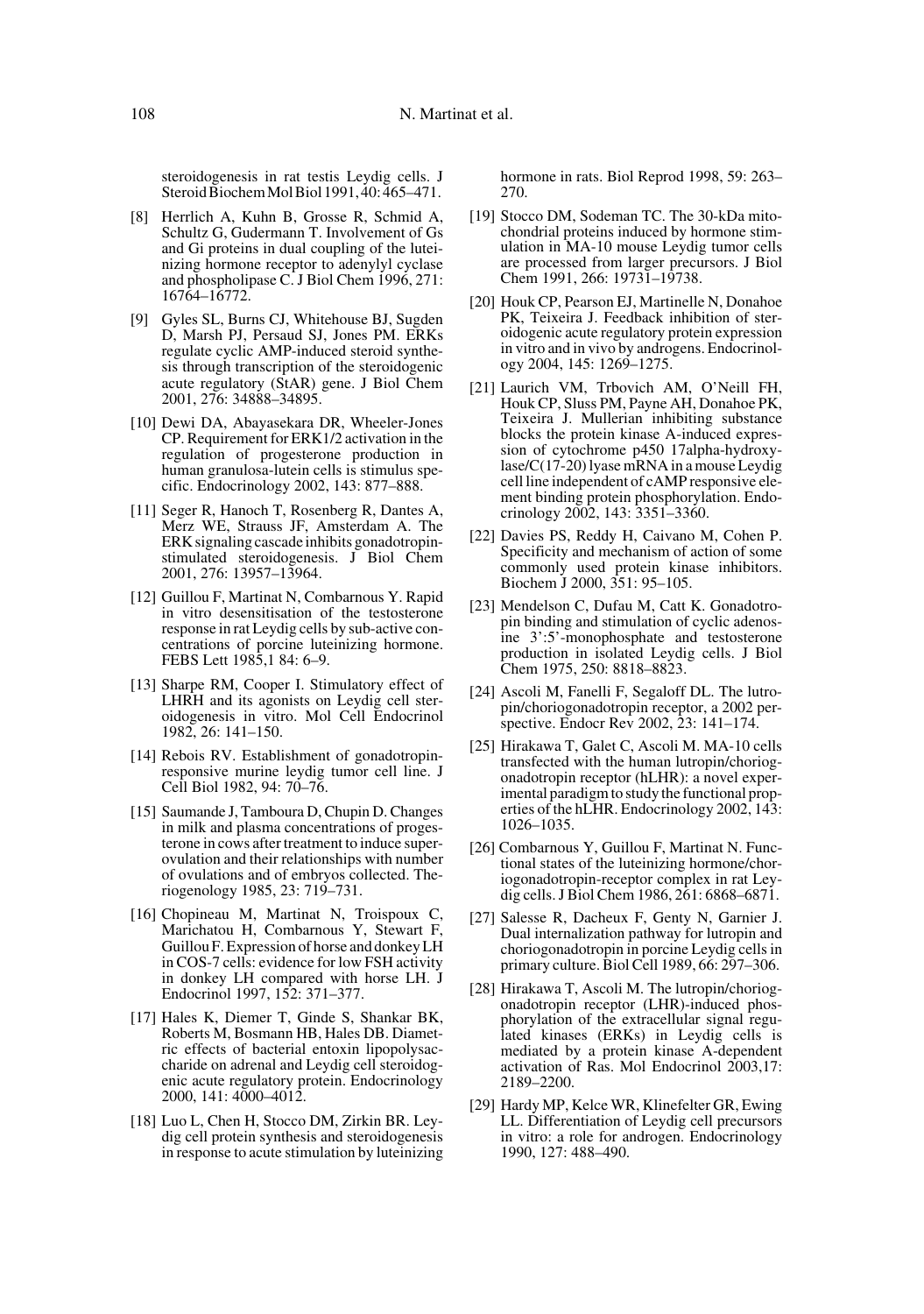steroidogenesis in rat testis Leydig cells. J Steroid Biochem Mol Biol 1991, 40: 465–471.

[8] Herrlich A, Kuhn B, Grosse R, Schmid A, Schultz G, Gudermann T. Involvement of Gs and Gi proteins in dual coupling of the luteinizing hormone receptor to adenylyl cyclase and phospholipase C. J Biol Chem 1996, 271: 16764–16772.

[9] Gyles SL, Burns CJ, Whitehouse BJ, Sugden D, Marsh PJ, Persaud SJ, Jones PM. ERKs regulate cyclic AMP-induced steroid synthesis through transcription of the steroidogenic acute regulatory (StAR) gene. J Biol Chem 2001, 276: 34888–34895.

[10] Dewi DA, Abayasekara DR, Wheeler-Jones CP. Requirement for ERK1/2 activation in the regulation of progesterone production in human granulosa-lutein cells is stimulus specific. Endocrinology 2002, 143: 877–888.

[11] Seger R, Hanoch T, Rosenberg R, Dantes A, Merz WE, Strauss JF, Amsterdam A. The ERK signaling cascade inhibits gonadotropin-stimulated steroidogenesis. J Biol Chem 2001, 276: 13957–13964.

[12] Guillou F, Martinat N, Combarnous Y. Rapid in vitro desensitisation of the testosterone response in rat Leydig cells by sub-active concentrations of porcine luteinizing hormone. FEBS Lett 1985,1 84: 6–9.

[13] Sharpe RM, Cooper I. Stimulatory effect of LHRH and its agonists on Leydig cell steroidogenesis in vitro. Mol Cell Endocrinol 1982, 26: 141–150.

[14] Rebois RV. Establishment of gonadotropin-responsive murine leydig tumor cell line. J Cell Biol 1982, 94: 70–76.

[15] Saumande J, Tamboura D, Chupin D. Changes in milk and plasma concentrations of progesterone in cows after treatment to induce superovulation and their relationships with number of ovulations and of embryos collected. Theriogenology 1985, 23: 719–731.

[16] Chopineau M, Martinat N, Troispoux C, Marichatou H, Combarnous Y, Stewart F, Guillou F. Expression of horse and donkey LH in COS-7 cells: evidence for low FSH activity in donkey LH compared with horse LH. J Endocrinol 1997, 152: 371–377.

[17] Hales K, Diemer T, Ginde S, Shankar BK, Roberts M, Bosmann HB, Hales DB. Diametric effects of bacterial entoxin lipopolysaccharide on adrenal and Leydig cell steroidogenic acute regulatory protein. Endocrinology 2000, 141: 4000–4012.

[18] Luo L, Chen H, Stocco DM, Zirkin BR. Leydig cell protein synthesis and steroidogenesis in response to acute stimulation by luteinizing hormone in rats. Biol Reprod 1998, 59: 263–270.

[19] Stocco DM, Sodeman TC. The 30-kDa mitochondrial proteins induced by hormone stimulation in MA-10 mouse Leydig tumor cells are processed from larger precursors. J Biol Chem 1991, 266: 19731–19738.

[20] Houk CP, Pearson EJ, Martinelle N, Donahoe PK, Teixeira J. Feedback inhibition of steroidogenic acute regulatory protein expression in vitro and in vivo by androgens. Endocrinology 2004, 145: 1269–1275.

[21] Laurich VM, Trbovich AM, O'Neill FH, Houk CP, Sluss PM, Payne AH, Donahoe PK, Teixeira J. Mullerian inhibiting substance blocks the protein kinase A-induced expression of cytochrome p450 17alpha-hydroxylase/C(17-20) lyase mRNA in a mouse Leydig cell line independent of cAMP responsive element binding protein phosphorylation. Endocrinology 2002, 143: 3351–3360.

[22] Davies PS, Reddy H, Caivano M, Cohen P. Specificity and mechanism of action of some commonly used protein kinase inhibitors. Biochem J 2000, 351: 95–105.

[23] Mendelson C, Dufau M, Catt K. Gonadotropin binding and stimulation of cyclic adenosine 3':5'-monophosphate and testosterone production in isolated Leydig cells. J Biol Chem 1975, 250: 8818–8823.

[24] Ascoli M, Fanelli F, Segaloff DL. The lutropin/choriogonadotropin receptor, a 2002 perspective. Endocr Rev 2002, 23: 141–174.

[25] Hirakawa T, Galet C, Ascoli M. MA-10 cells transfected with the human lutropin/choriogonadotropin receptor (hLHR): a novel experimental paradigm to study the functional properties of the hLHR. Endocrinology 2002, 143: 1026–1035.

[26] Combarnous Y, Guillou F, Martinat N. Functional states of the luteinizing hormone/choriogonadotropin-receptor complex in rat Leydig cells. J Biol Chem 1986, 261: 6868–6871.

[27] Salesse R, Dacheux F, Genty N, Garnier J. Dual internalization pathway for lutropin and choriogonadotropin in porcine Leydig cells in primary culture. Biol Cell 1989, 66: 297–306.

[28] Hirakawa T, Ascoli M. The lutropin/choriogonadotropin receptor (LHR)-induced phosphorylation of the extracellular signal regulated kinases (ERKs) in Leydig cells is mediated by a protein kinase A-dependent activation of Ras. Mol Endocrinol 2003,17: 2189–2200.

[29] Hardy MP, Kelce WR, Klinefelter GR, Ewing LL. Differentiation of Leydig cell precursors in vitro: a role for androgen. Endocrinology 1990, 127: 488–490.